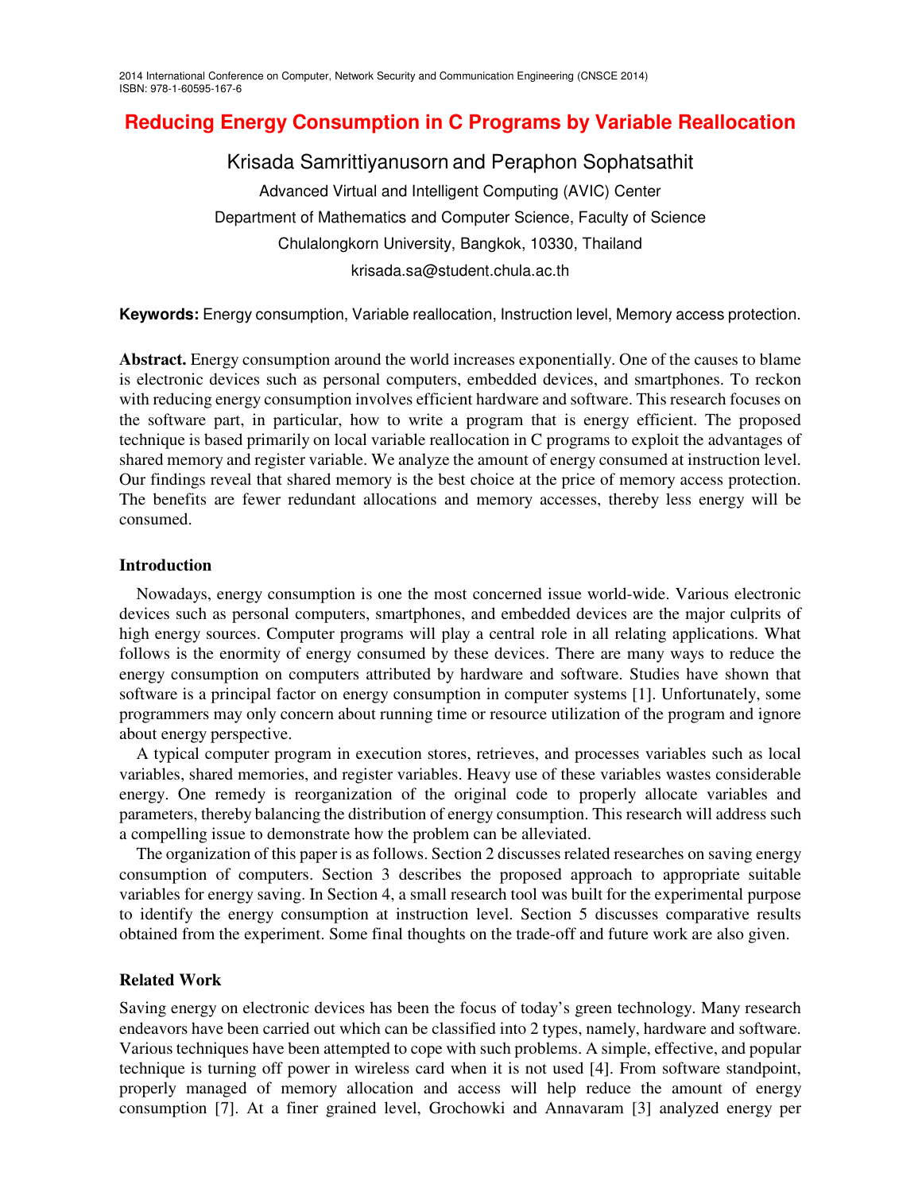2014 International Conference on Computer, Network Security and Communication Engineering (CNSCE 2014)
ISBN: 978-1-60595-167-6

# Reducing Energy Consumption in C Programs by Variable Reallocation

Krisada Samrittiyanusorn and Peraphon Sophatsathit

Advanced Virtual and Intelligent Computing (AVIC) Center

Department of Mathematics and Computer Science, Faculty of Science

Chulalongkorn University, Bangkok, 10330, Thailand

krisada.sa@student.chula.ac.th

**Keywords:** Energy consumption, Variable reallocation, Instruction level, Memory access protection.

**Abstract.** Energy consumption around the world increases exponentially. One of the causes to blame is electronic devices such as personal computers, embedded devices, and smartphones. To reckon with reducing energy consumption involves efficient hardware and software. This research focuses on the software part, in particular, how to write a program that is energy efficient. The proposed technique is based primarily on local variable reallocation in C programs to exploit the advantages of shared memory and register variable. We analyze the amount of energy consumed at instruction level. Our findings reveal that shared memory is the best choice at the price of memory access protection. The benefits are fewer redundant allocations and memory accesses, thereby less energy will be consumed.

## Introduction

Nowadays, energy consumption is one the most concerned issue world-wide. Various electronic devices such as personal computers, smartphones, and embedded devices are the major culprits of high energy sources. Computer programs will play a central role in all relating applications. What follows is the enormity of energy consumed by these devices. There are many ways to reduce the energy consumption on computers attributed by hardware and software. Studies have shown that software is a principal factor on energy consumption in computer systems [1]. Unfortunately, some programmers may only concern about running time or resource utilization of the program and ignore about energy perspective.

A typical computer program in execution stores, retrieves, and processes variables such as local variables, shared memories, and register variables. Heavy use of these variables wastes considerable energy. One remedy is reorganization of the original code to properly allocate variables and parameters, thereby balancing the distribution of energy consumption. This research will address such a compelling issue to demonstrate how the problem can be alleviated.

The organization of this paper is as follows. Section 2 discusses related researches on saving energy consumption of computers. Section 3 describes the proposed approach to appropriate suitable variables for energy saving. In Section 4, a small research tool was built for the experimental purpose to identify the energy consumption at instruction level. Section 5 discusses comparative results obtained from the experiment. Some final thoughts on the trade-off and future work are also given.

## Related Work

Saving energy on electronic devices has been the focus of today's green technology. Many research endeavors have been carried out which can be classified into 2 types, namely, hardware and software. Various techniques have been attempted to cope with such problems. A simple, effective, and popular technique is turning off power in wireless card when it is not used [4]. From software standpoint, properly managed of memory allocation and access will help reduce the amount of energy consumption [7]. At a finer grained level, Grochowki and Annavaram [3] analyzed energy per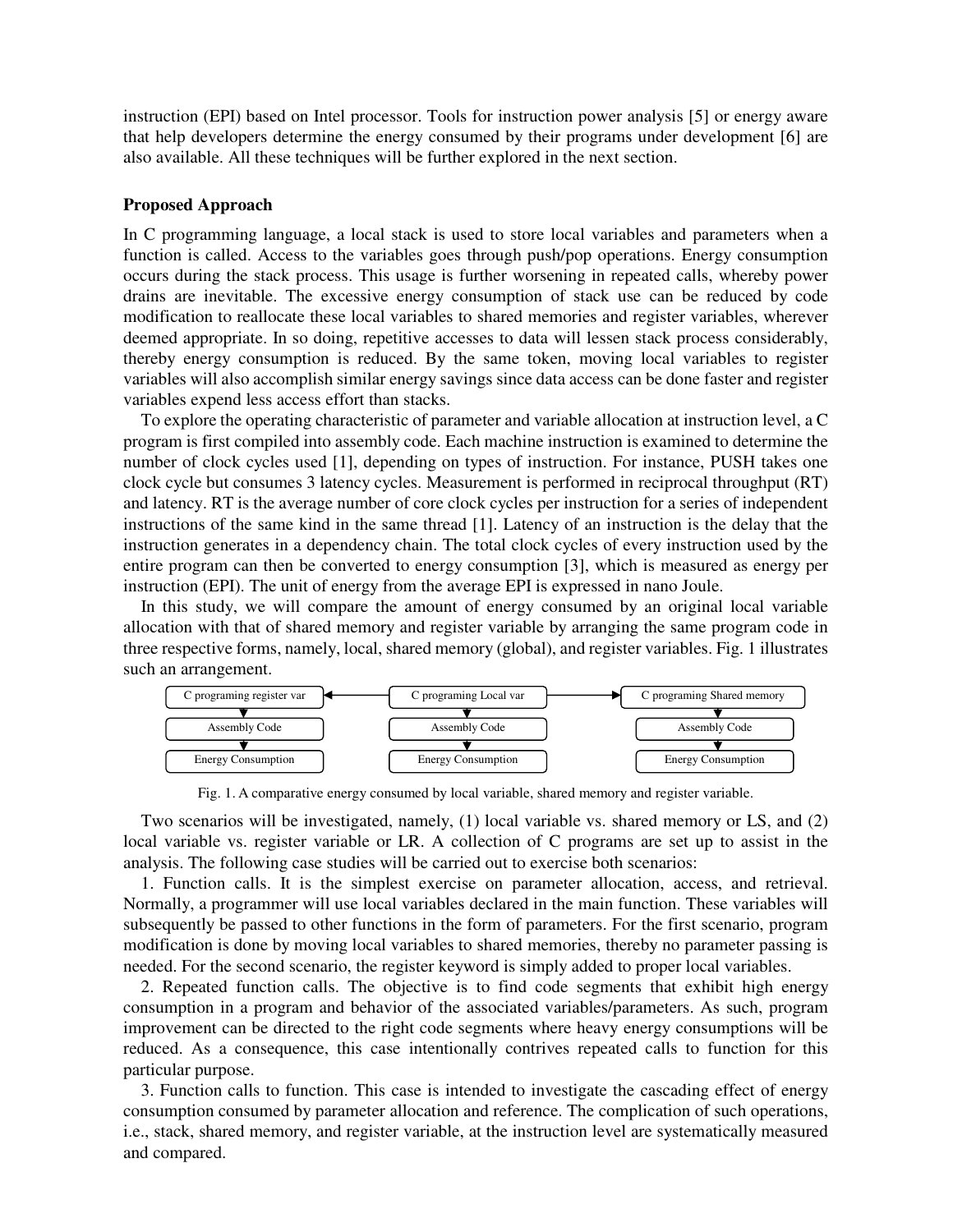instruction (EPI) based on Intel processor. Tools for instruction power analysis [5] or energy aware that help developers determine the energy consumed by their programs under development [6] are also available. All these techniques will be further explored in the next section.

**Proposed Approach**

In C programming language, a local stack is used to store local variables and parameters when a function is called. Access to the variables goes through push/pop operations. Energy consumption occurs during the stack process. This usage is further worsening in repeated calls, whereby power drains are inevitable. The excessive energy consumption of stack use can be reduced by code modification to reallocate these local variables to shared memories and register variables, wherever deemed appropriate. In so doing, repetitive accesses to data will lessen stack process considerably, thereby energy consumption is reduced. By the same token, moving local variables to register variables will also accomplish similar energy savings since data access can be done faster and register variables expend less access effort than stacks.

To explore the operating characteristic of parameter and variable allocation at instruction level, a C program is first compiled into assembly code. Each machine instruction is examined to determine the number of clock cycles used [1], depending on types of instruction. For instance, PUSH takes one clock cycle but consumes 3 latency cycles. Measurement is performed in reciprocal throughput (RT) and latency. RT is the average number of core clock cycles per instruction for a series of independent instructions of the same kind in the same thread [1]. Latency of an instruction is the delay that the instruction generates in a dependency chain. The total clock cycles of every instruction used by the entire program can then be converted to energy consumption [3], which is measured as energy per instruction (EPI). The unit of energy from the average EPI is expressed in nano Joule.

In this study, we will compare the amount of energy consumed by an original local variable allocation with that of shared memory and register variable by arranging the same program code in three respective forms, namely, local, shared memory (global), and register variables. Fig. 1 illustrates such an arrangement.

| C programing register var | C programing Local var | C programing Shared memory |
|---|---|---|
| Assembly Code | Assembly Code | Assembly Code |
| Energy Consumption | Energy Consumption | Energy Consumption |

Fig. 1. A comparative energy consumed by local variable, shared memory and register variable.

Two scenarios will be investigated, namely, (1) local variable vs. shared memory or LS, and (2) local variable vs. register variable or LR. A collection of C programs are set up to assist in the analysis. The following case studies will be carried out to exercise both scenarios:

1. Function calls. It is the simplest exercise on parameter allocation, access, and retrieval. Normally, a programmer will use local variables declared in the main function. These variables will subsequently be passed to other functions in the form of parameters. For the first scenario, program modification is done by moving local variables to shared memories, thereby no parameter passing is needed. For the second scenario, the register keyword is simply added to proper local variables.

2. Repeated function calls. The objective is to find code segments that exhibit high energy consumption in a program and behavior of the associated variables/parameters. As such, program improvement can be directed to the right code segments where heavy energy consumptions will be reduced. As a consequence, this case intentionally contrives repeated calls to function for this particular purpose.

3. Function calls to function. This case is intended to investigate the cascading effect of energy consumption consumed by parameter allocation and reference. The complication of such operations, i.e., stack, shared memory, and register variable, at the instruction level are systematically measured and compared.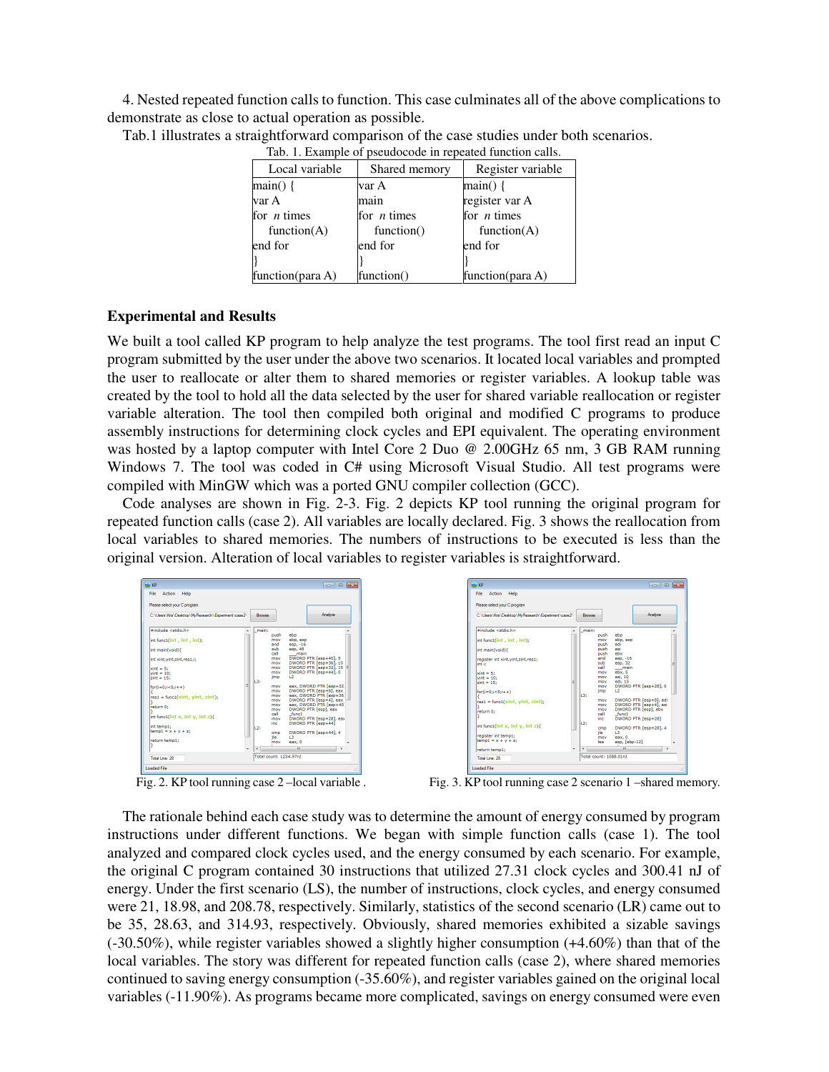4. Nested repeated function calls to function. This case culminates all of the above complications to demonstrate as close to actual operation as possible.

Tab.1 illustrates a straightforward comparison of the case studies under both scenarios.

Tab. 1. Example of pseudocode in repeated function calls.

| Local variable | Shared memory | Register variable |
|---|---|---|
| main() { | var A | main() { |
| var A | main | register var A |
| for *n* times | for *n* times | for *n* times |
| function(A) | function() | function(A) |
| end for | end for | end for |
| } | } | } |
| function(para A) | function() | function(para A) |

## Experimental and Results

We built a tool called KP program to help analyze the test programs. The tool first read an input C program submitted by the user under the above two scenarios. It located local variables and prompted the user to reallocate or alter them to shared memories or register variables. A lookup table was created by the tool to hold all the data selected by the user for shared variable reallocation or register variable alteration. The tool then compiled both original and modified C programs to produce assembly instructions for determining clock cycles and EPI equivalent. The operating environment was hosted by a laptop computer with Intel Core 2 Duo @ 2.00GHz 65 nm, 3 GB RAM running Windows 7. The tool was coded in C# using Microsoft Visual Studio. All test programs were compiled with MinGW which was a ported GNU compiler collection (GCC).

Code analyses are shown in Fig. 2-3. Fig. 2 depicts KP tool running the original program for repeated function calls (case 2). All variables are locally declared. Fig. 3 shows the reallocation from local variables to shared memories. The numbers of instructions to be executed is less than the original version. Alteration of local variables to register variables is straightforward.

Fig. 2. KP tool running case 2 –local variable .

Fig. 3. KP tool running case 2 scenario 1 –shared memory.

The rationale behind each case study was to determine the amount of energy consumed by program instructions under different functions. We began with simple function calls (case 1). The tool analyzed and compared clock cycles used, and the energy consumed by each scenario. For example, the original C program contained 30 instructions that utilized 27.31 clock cycles and 300.41 nJ of energy. Under the first scenario (LS), the number of instructions, clock cycles, and energy consumed were 21, 18.98, and 208.78, respectively. Similarly, statistics of the second scenario (LR) came out to be 35, 28.63, and 314.93, respectively. Obviously, shared memories exhibited a sizable savings (-30.50%), while register variables showed a slightly higher consumption (+4.60%) than that of the local variables. The story was different for repeated function calls (case 2), where shared memories continued to saving energy consumption (-35.60%), and register variables gained on the original local variables (-11.90%). As programs became more complicated, savings on energy consumed were even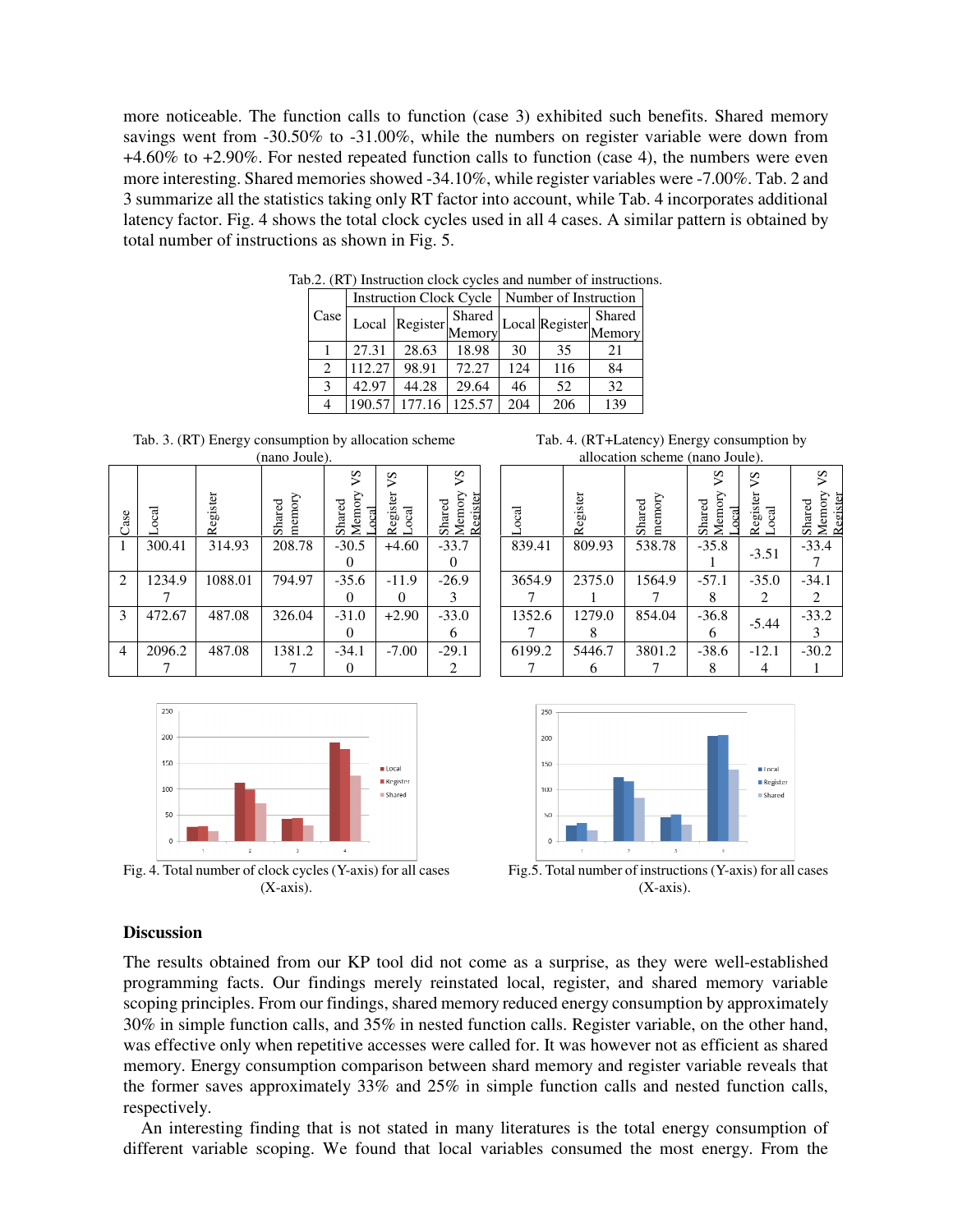more noticeable. The function calls to function (case 3) exhibited such benefits. Shared memory savings went from -30.50% to -31.00%, while the numbers on register variable were down from +4.60% to +2.90%. For nested repeated function calls to function (case 4), the numbers were even more interesting. Shared memories showed -34.10%, while register variables were -7.00%. Tab. 2 and 3 summarize all the statistics taking only RT factor into account, while Tab. 4 incorporates additional latency factor. Fig. 4 shows the total clock cycles used in all 4 cases. A similar pattern is obtained by total number of instructions as shown in Fig. 5.

Tab.2. (RT) Instruction clock cycles and number of instructions.

| Case | Instruction Clock Cycle | | | Number of Instruction | | |
|---|---|---|---|---|---|---|
| | Local | Register | Shared Memory | Local | Register | Shared Memory |
| 1 | 27.31 | 28.63 | 18.98 | 30 | 35 | 21 |
| 2 | 112.27 | 98.91 | 72.27 | 124 | 116 | 84 |
| 3 | 42.97 | 44.28 | 29.64 | 46 | 52 | 32 |
| 4 | 190.57 | 177.16 | 125.57 | 204 | 206 | 139 |

Tab. 3. (RT) Energy consumption by allocation scheme (nano Joule).

| Case | Local | Register | Shared memory | Shared Memory VS Local | Register VS Local | Shared Memory VS Register |
|---|---|---|---|---|---|---|
| 1 | 300.41 | 314.93 | 208.78 | -30.50 | +4.60 | -33.70 |
| 2 | 1234.97 | 1088.01 | 794.97 | -35.60 | -11.90 | -26.93 |
| 3 | 472.67 | 487.08 | 326.04 | -31.00 | +2.90 | -33.06 |
| 4 | 2096.27 | 487.08 | 1381.27 | -34.10 | -7.00 | -29.12 |

Tab. 4. (RT+Latency) Energy consumption by allocation scheme (nano Joule).

| Local | Register | Shared memory | Shared Memory VS Local | Register VS Local | Shared Memory VS Register |
|---|---|---|---|---|---|
| 839.41 | 809.93 | 538.78 | -35.81 | -3.51 | -33.47 |
| 3654.97 | 2375.01 | 1564.97 | -57.18 | -35.02 | -34.12 |
| 1352.67 | 1279.08 | 854.04 | -36.86 | -5.44 | -33.23 |
| 6199.27 | 5446.76 | 3801.27 | -38.68 | -12.14 | -30.21 |

Fig. 4. Total number of clock cycles (Y-axis) for all cases (X-axis).

Fig.5. Total number of instructions (Y-axis) for all cases (X-axis).

## Discussion

The results obtained from our KP tool did not come as a surprise, as they were well-established programming facts. Our findings merely reinstated local, register, and shared memory variable scoping principles. From our findings, shared memory reduced energy consumption by approximately 30% in simple function calls, and 35% in nested function calls. Register variable, on the other hand, was effective only when repetitive accesses were called for. It was however not as efficient as shared memory. Energy consumption comparison between shard memory and register variable reveals that the former saves approximately 33% and 25% in simple function calls and nested function calls, respectively.

An interesting finding that is not stated in many literatures is the total energy consumption of different variable scoping. We found that local variables consumed the most energy. From the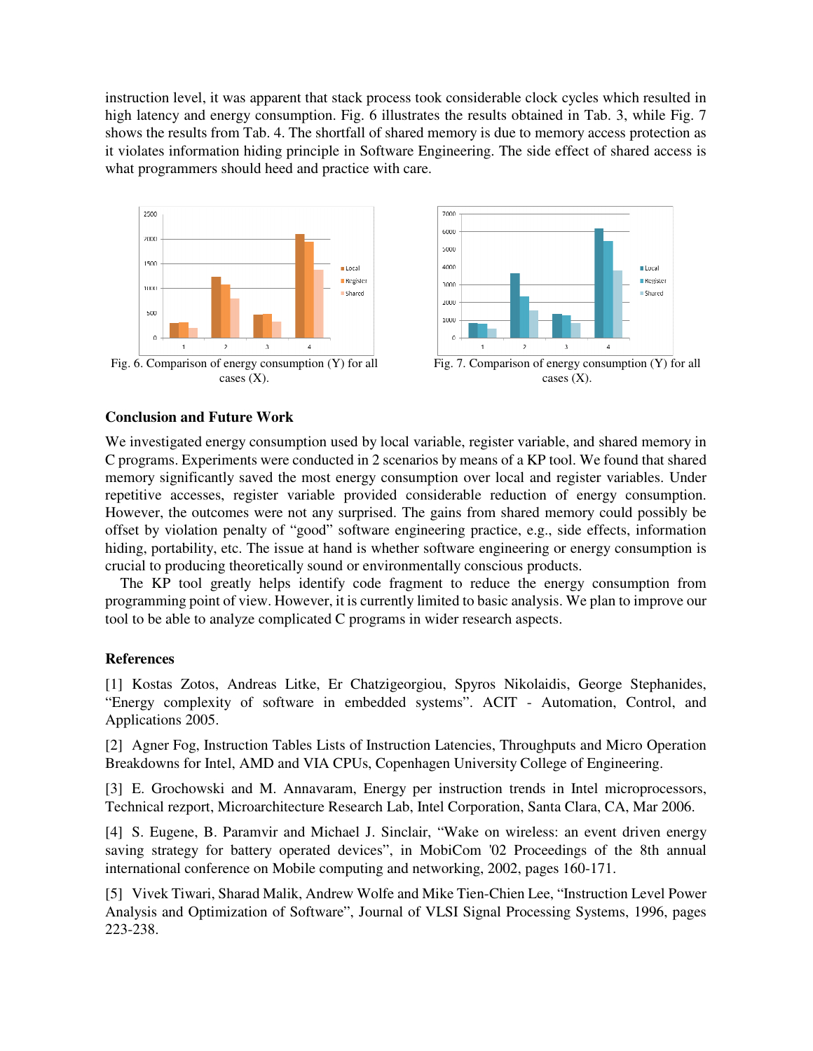instruction level, it was apparent that stack process took considerable clock cycles which resulted in high latency and energy consumption. Fig. 6 illustrates the results obtained in Tab. 3, while Fig. 7 shows the results from Tab. 4. The shortfall of shared memory is due to memory access protection as it violates information hiding principle in Software Engineering. The side effect of shared access is what programmers should heed and practice with care.

Fig. 6. Comparison of energy consumption (Y) for all cases (X).

Fig. 7. Comparison of energy consumption (Y) for all cases (X).

### Conclusion and Future Work

We investigated energy consumption used by local variable, register variable, and shared memory in C programs. Experiments were conducted in 2 scenarios by means of a KP tool. We found that shared memory significantly saved the most energy consumption over local and register variables. Under repetitive accesses, register variable provided considerable reduction of energy consumption. However, the outcomes were not any surprised. The gains from shared memory could possibly be offset by violation penalty of "good" software engineering practice, e.g., side effects, information hiding, portability, etc. The issue at hand is whether software engineering or energy consumption is crucial to producing theoretically sound or environmentally conscious products.

The KP tool greatly helps identify code fragment to reduce the energy consumption from programming point of view. However, it is currently limited to basic analysis. We plan to improve our tool to be able to analyze complicated C programs in wider research aspects.

### References

[1] Kostas Zotos, Andreas Litke, Er Chatzigeorgiou, Spyros Nikolaidis, George Stephanides, "Energy complexity of software in embedded systems". ACIT - Automation, Control, and Applications 2005.

[2] Agner Fog, Instruction Tables Lists of Instruction Latencies, Throughputs and Micro Operation Breakdowns for Intel, AMD and VIA CPUs, Copenhagen University College of Engineering.

[3] E. Grochowski and M. Annavaram, Energy per instruction trends in Intel microprocessors, Technical rezport, Microarchitecture Research Lab, Intel Corporation, Santa Clara, CA, Mar 2006.

[4] S. Eugene, B. Paramvir and Michael J. Sinclair, "Wake on wireless: an event driven energy saving strategy for battery operated devices", in MobiCom '02 Proceedings of the 8th annual international conference on Mobile computing and networking, 2002, pages 160-171.

[5] Vivek Tiwari, Sharad Malik, Andrew Wolfe and Mike Tien-Chien Lee, "Instruction Level Power Analysis and Optimization of Software", Journal of VLSI Signal Processing Systems, 1996, pages 223-238.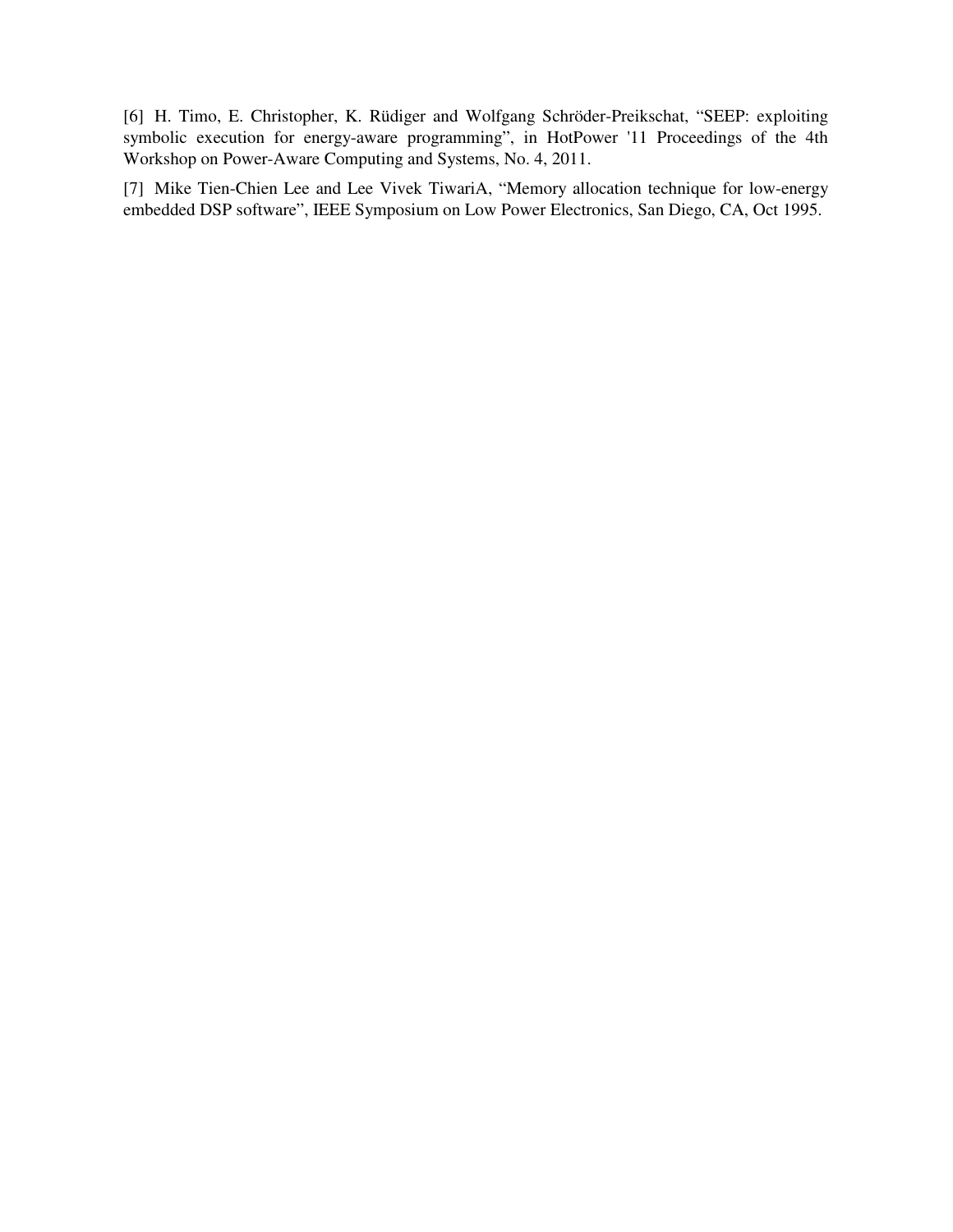[6] H. Timo, E. Christopher, K. Rüdiger and Wolfgang Schröder-Preikschat, “SEEP: exploiting symbolic execution for energy-aware programming”, in HotPower '11 Proceedings of the 4th Workshop on Power-Aware Computing and Systems, No. 4, 2011.

[7] Mike Tien-Chien Lee and Lee Vivek TiwariA, “Memory allocation technique for low-energy embedded DSP software”, IEEE Symposium on Low Power Electronics, San Diego, CA, Oct 1995.